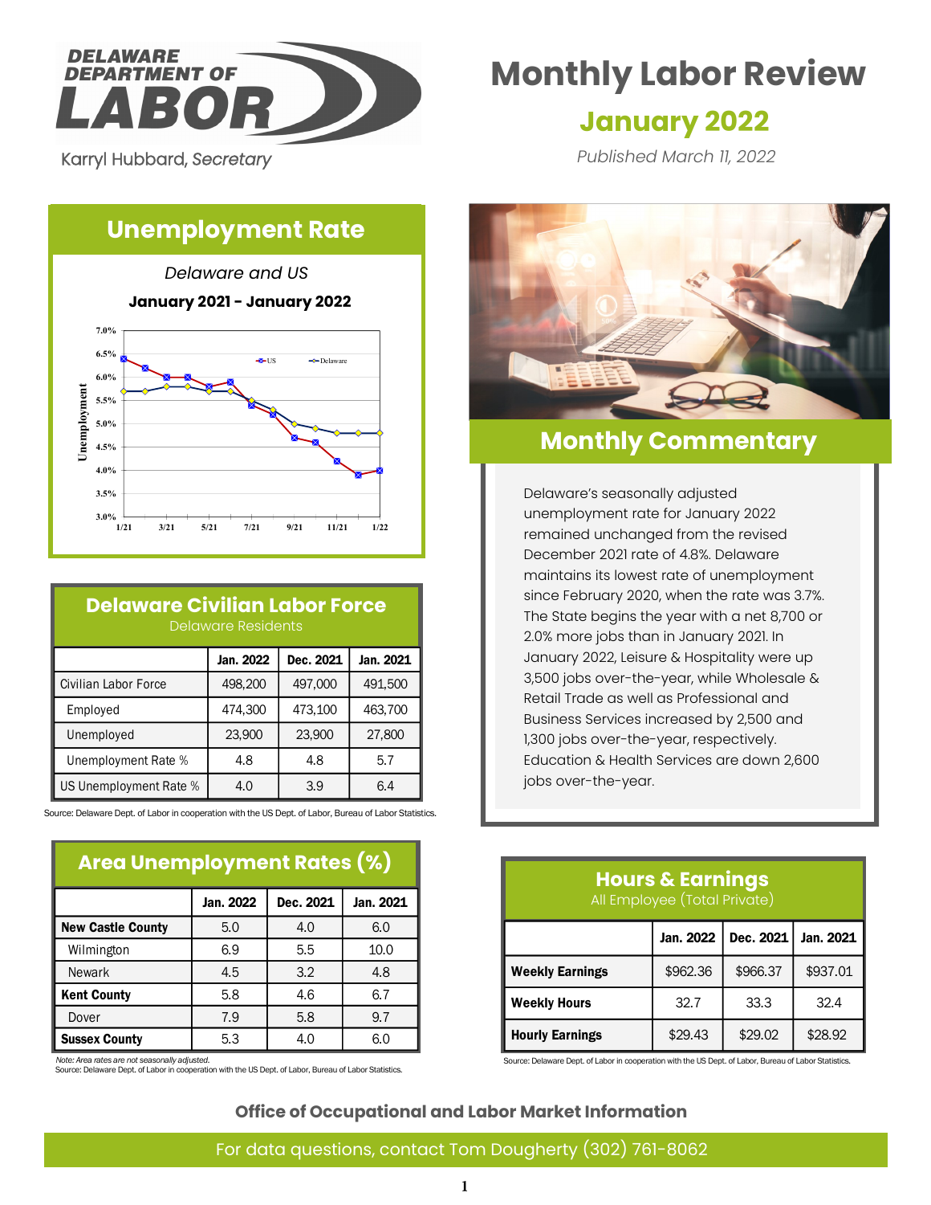DELAWARE DEPARTMENT OF LABOR

Karryl Hubbard, *Secretary*

# Monthly Labor Review

## January 2022

*Published March 11, 2022*

## Unemployment Rate

*Delaware and US*

**January 2021 - January 2022**

## Monthly Commentary

Delaware's seasonally adjusted unemployment rate for January 2022 remained unchanged from the revised December 2021 rate of 4.8%. Delaware maintains its lowest rate of unemployment since February 2020, when the rate was 3.7%. The State begins the year with a net 8,700 or 2.0% more jobs than in January 2021. In January 2022, Leisure & Hospitality were up 3,500 jobs over-the-year, while Wholesale & Retail Trade as well as Professional and Business Services increased by 2,500 and 1,300 jobs over-the-year, respectively. Education & Health Services are down 2,600 jobs over-the-year.

## Delaware Civilian Labor Force

Delaware Residents

| | Jan. 2022 | Dec. 2021 | Jan. 2021 |
|---|---|---|---|
| Civilian Labor Force | 498,200 | 497,000 | 491,500 |
| Employed | 474,300 | 473,100 | 463,700 |
| Unemployed | 23,900 | 23,900 | 27,800 |
| Unemployment Rate % | 4.8 | 4.8 | 5.7 |
| US Unemployment Rate % | 4.0 | 3.9 | 6.4 |

Source: Delaware Dept. of Labor in cooperation with the US Dept. of Labor, Bureau of Labor Statistics.

## Area Unemployment Rates (%)

| | Jan. 2022 | Dec. 2021 | Jan. 2021 |
|---|---|---|---|
| **New Castle County** | 5.0 | 4.0 | 6.0 |
| Wilmington | 6.9 | 5.5 | 10.0 |
| Newark | 4.5 | 3.2 | 4.8 |
| **Kent County** | 5.8 | 4.6 | 6.7 |
| Dover | 7.9 | 5.8 | 9.7 |
| **Sussex County** | 5.3 | 4.0 | 6.0 |

*Note: Area rates are not seasonally adjusted.*
Source: Delaware Dept. of Labor in cooperation with the US Dept. of Labor, Bureau of Labor Statistics.

## Hours & Earnings

All Employee (Total Private)

| | Jan. 2022 | Dec. 2021 | Jan. 2021 |
|---|---|---|---|
| **Weekly Earnings** | $962.36 | $966.37 | $937.01 |
| **Weekly Hours** | 32.7 | 33.3 | 32.4 |
| **Hourly Earnings** | $29.43 | $29.02 | $28.92 |

Source: Delaware Dept. of Labor in cooperation with the US Dept. of Labor, Bureau of Labor Statistics.

**Office of Occupational and Labor Market Information**

For data questions, contact Tom Dougherty (302) 761-8062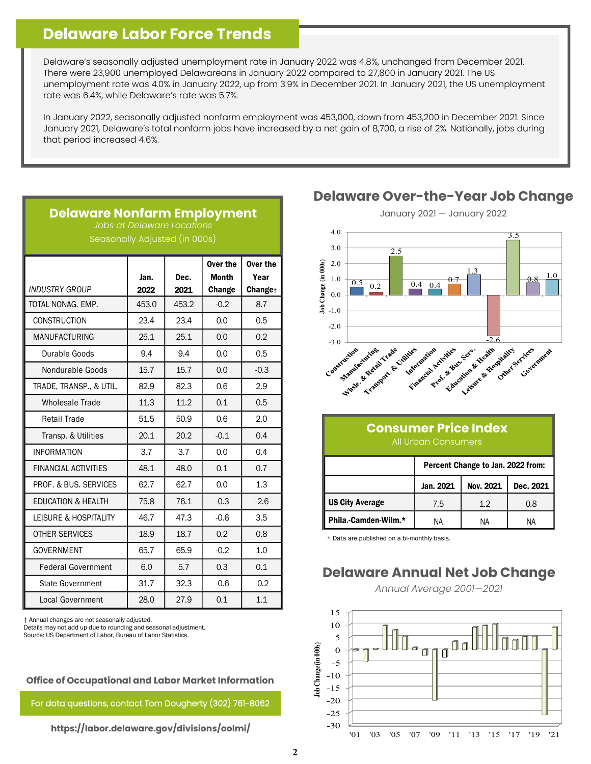# Delaware Labor Force Trends

Delaware's seasonally adjusted unemployment rate in January 2022 was 4.8%, unchanged from December 2021. There were 23,900 unemployed Delawareans in January 2022 compared to 27,800 in January 2021. The US unemployment rate was 4.0% in January 2022, up from 3.9% in December 2021. In January 2021, the US unemployment rate was 6.4%, while Delaware's rate was 5.7%.

In January 2022, seasonally adjusted nonfarm employment was 453,000, down from 453,200 in December 2021. Since January 2021, Delaware's total nonfarm jobs have increased by a net gain of 8,700, a rise of 2%. Nationally, jobs during that period increased 4.6%.

## Delaware Nonfarm Employment

*Jobs at Delaware Locations*

Seasonally Adjusted (in 000s)

| *INDUSTRY GROUP* | Jan. 2022 | Dec. 2021 | Over the Month Change | Over the Year Change† |
|---|---|---|---|---|
| TOTAL NONAG. EMP. | 453.0 | 453.2 | -0.2 | 8.7 |
| CONSTRUCTION | 23.4 | 23.4 | 0.0 | 0.5 |
| MANUFACTURING | 25.1 | 25.1 | 0.0 | 0.2 |
| Durable Goods | 9.4 | 9.4 | 0.0 | 0.5 |
| Nondurable Goods | 15.7 | 15.7 | 0.0 | -0.3 |
| TRADE, TRANSP., & UTIL. | 82.9 | 82.3 | 0.6 | 2.9 |
| Wholesale Trade | 11.3 | 11.2 | 0.1 | 0.5 |
| Retail Trade | 51.5 | 50.9 | 0.6 | 2.0 |
| Transp. & Utilities | 20.1 | 20.2 | -0.1 | 0.4 |
| INFORMATION | 3.7 | 3.7 | 0.0 | 0.4 |
| FINANCIAL ACTIVITIES | 48.1 | 48.0 | 0.1 | 0.7 |
| PROF. & BUS. SERVICES | 62.7 | 62.7 | 0.0 | 1.3 |
| EDUCATION & HEALTH | 75.8 | 76.1 | -0.3 | -2.6 |
| LEISURE & HOSPITALITY | 46.7 | 47.3 | -0.6 | 3.5 |
| OTHER SERVICES | 18.9 | 18.7 | 0.2 | 0.8 |
| GOVERNMENT | 65.7 | 65.9 | -0.2 | 1.0 |
| Federal Government | 6.0 | 5.7 | 0.3 | 0.1 |
| State Government | 31.7 | 32.3 | -0.6 | -0.2 |
| Local Government | 28.0 | 27.9 | 0.1 | 1.1 |

† Annual changes are not seasonally adjusted.
Details may not add up due to rounding and seasonal adjustment.
Source: US Department of Labor, Bureau of Labor Statistics.

## Delaware Over-the-Year Job Change

January 2021 — January 2022

Job Change (in 000s)

4.0
3.0
2.0
1.0
0.0
-1.0
-2.0
-3.0

0.5, 0.2, 2.5, 0.4, 0.4, 0.7, 1.3, -2.6, 3.5, 0.8, 1.0

Construction, Manufacturing, Whsle. & Retail Trade, Transport. & Utilities, Information, Financial Activities, Prof. & Bus. Serv., Education & Health, Leisure & Hospitality, Other Services, Government

## Consumer Price Index

All Urban Consumers

| | Percent Change to Jan. 2022 from: | | |
|---|---|---|---|
| | Jan. 2021 | Nov. 2021 | Dec. 2021 |
| **US City Average** | 7.5 | 1.2 | 0.8 |
| **Phila.-Camden-Wilm.*** | NA | NA | NA |

* Data are published on a bi-monthly basis.

## Delaware Annual Net Job Change

*Annual Average 2001—2021*

Job Change (in 000s)

15
10
5
0
-5
-10
-15
-20
-25
-30

'01 '03 '05 '07 '09 '11 '13 '15 '17 '19 '21

**Office of Occupational and Labor Market Information**

For data questions, contact Tom Dougherty (302) 761-8062

**https://labor.delaware.gov/divisions/oolmi/**